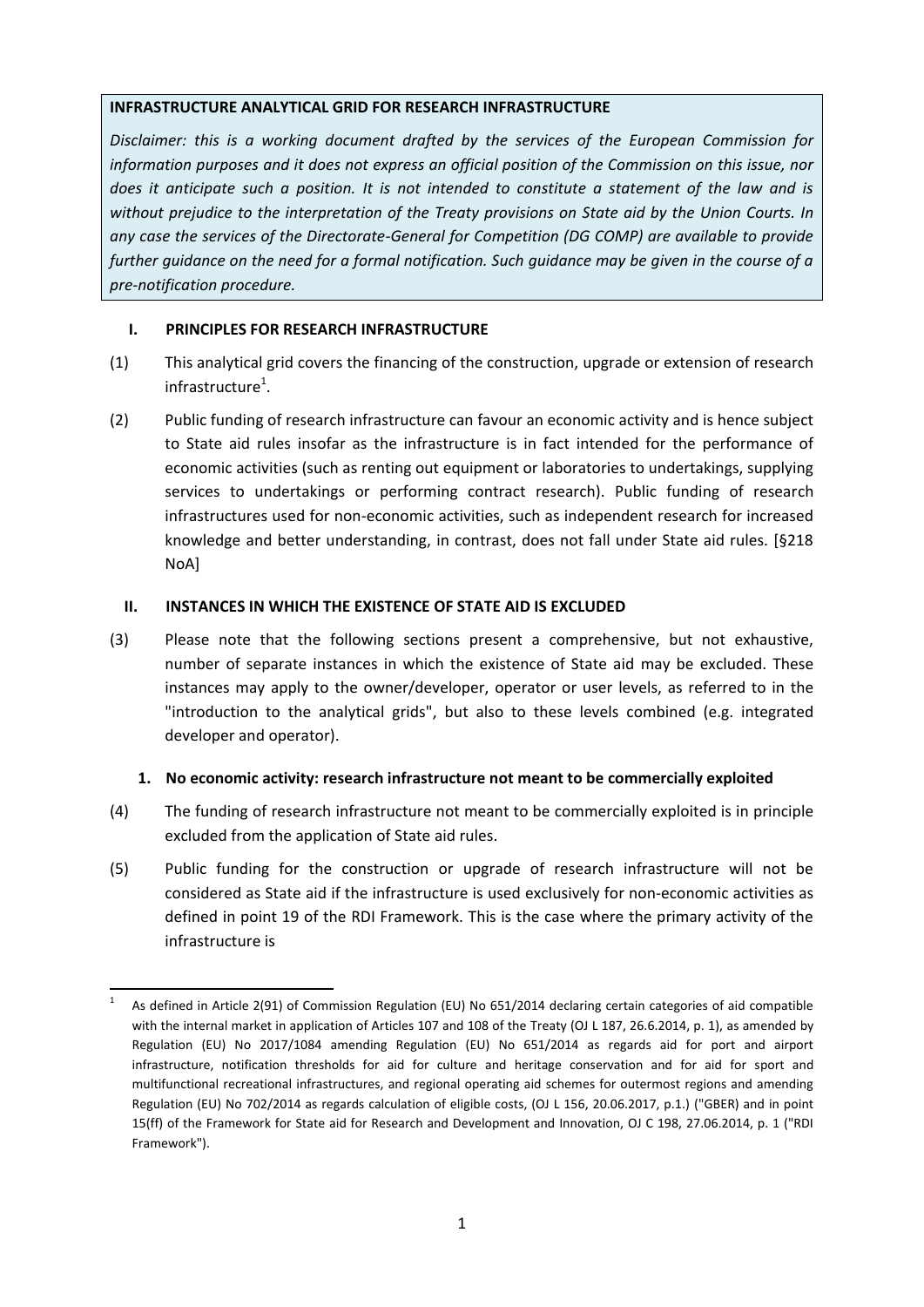**INFRASTRUCTURE ANALYTICAL GRID FOR RESEARCH INFRASTRUCTURE**

*Disclaimer: this is a working document drafted by the services of the European Commission for information purposes and it does not express an official position of the Commission on this issue, nor does it anticipate such a position. It is not intended to constitute a statement of the law and is without prejudice to the interpretation of the Treaty provisions on State aid by the Union Courts. In any case the services of the Directorate-General for Competition (DG COMP) are available to provide further guidance on the need for a formal notification. Such guidance may be given in the course of a pre-notification procedure.*

## I. PRINCIPLES FOR RESEARCH INFRASTRUCTURE

(1) This analytical grid covers the financing of the construction, upgrade or extension of research infrastructure[1].

(2) Public funding of research infrastructure can favour an economic activity and is hence subject to State aid rules insofar as the infrastructure is in fact intended for the performance of economic activities (such as renting out equipment or laboratories to undertakings, supplying services to undertakings or performing contract research). Public funding of research infrastructures used for non-economic activities, such as independent research for increased knowledge and better understanding, in contrast, does not fall under State aid rules. [§218 NoA]

## II. INSTANCES IN WHICH THE EXISTENCE OF STATE AID IS EXCLUDED

(3) Please note that the following sections present a comprehensive, but not exhaustive, number of separate instances in which the existence of State aid may be excluded. These instances may apply to the owner/developer, operator or user levels, as referred to in the "introduction to the analytical grids", but also to these levels combined (e.g. integrated developer and operator).

### 1. No economic activity: research infrastructure not meant to be commercially exploited

(4) The funding of research infrastructure not meant to be commercially exploited is in principle excluded from the application of State aid rules.

(5) Public funding for the construction or upgrade of research infrastructure will not be considered as State aid if the infrastructure is used exclusively for non-economic activities as defined in point 19 of the RDI Framework. This is the case where the primary activity of the infrastructure is

---

[1] As defined in Article 2(91) of Commission Regulation (EU) No 651/2014 declaring certain categories of aid compatible with the internal market in application of Articles 107 and 108 of the Treaty (OJ L 187, 26.6.2014, p. 1), as amended by Regulation (EU) No 2017/1084 amending Regulation (EU) No 651/2014 as regards aid for port and airport infrastructure, notification thresholds for aid for culture and heritage conservation and for aid for sport and multifunctional recreational infrastructures, and regional operating aid schemes for outermost regions and amending Regulation (EU) No 702/2014 as regards calculation of eligible costs, (OJ L 156, 20.06.2017, p.1.) ("GBER) and in point 15(ff) of the Framework for State aid for Research and Development and Innovation, OJ C 198, 27.06.2014, p. 1 ("RDI Framework").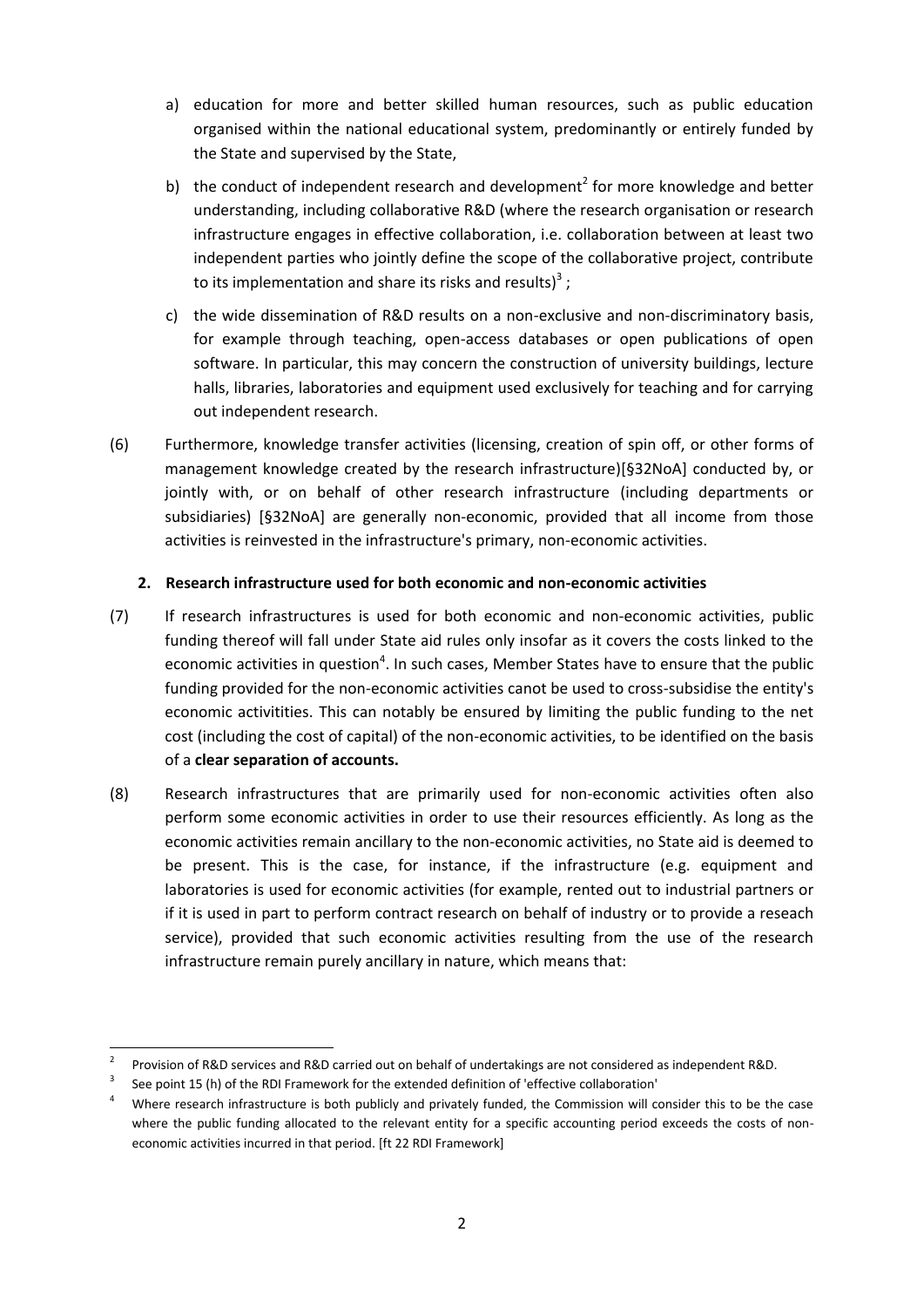a) education for more and better skilled human resources, such as public education organised within the national educational system, predominantly or entirely funded by the State and supervised by the State,

b) the conduct of independent research and development[2] for more knowledge and better understanding, including collaborative R&D (where the research organisation or research infrastructure engages in effective collaboration, i.e. collaboration between at least two independent parties who jointly define the scope of the collaborative project, contribute to its implementation and share its risks and results)[3] ;

c) the wide dissemination of R&D results on a non-exclusive and non-discriminatory basis, for example through teaching, open-access databases or open publications of open software. In particular, this may concern the construction of university buildings, lecture halls, libraries, laboratories and equipment used exclusively for teaching and for carrying out independent research.

(6) Furthermore, knowledge transfer activities (licensing, creation of spin off, or other forms of management knowledge created by the research infrastructure)[§32NoA] conducted by, or jointly with, or on behalf of other research infrastructure (including departments or subsidiaries) [§32NoA] are generally non-economic, provided that all income from those activities is reinvested in the infrastructure's primary, non-economic activities.

### 2. Research infrastructure used for both economic and non-economic activities

(7) If research infrastructures is used for both economic and non-economic activities, public funding thereof will fall under State aid rules only insofar as it covers the costs linked to the economic activities in question[4]. In such cases, Member States have to ensure that the public funding provided for the non-economic activities canot be used to cross-subsidise the entity's economic activitities. This can notably be ensured by limiting the public funding to the net cost (including the cost of capital) of the non-economic activities, to be identified on the basis of a **clear separation of accounts.**

(8) Research infrastructures that are primarily used for non-economic activities often also perform some economic activities in order to use their resources efficiently. As long as the economic activities remain ancillary to the non-economic activities, no State aid is deemed to be present. This is the case, for instance, if the infrastructure (e.g. equipment and laboratories is used for economic activities (for example, rented out to industrial partners or if it is used in part to perform contract research on behalf of industry or to provide a reseach service), provided that such economic activities resulting from the use of the research infrastructure remain purely ancillary in nature, which means that:

---

[2] Provision of R&D services and R&D carried out on behalf of undertakings are not considered as independent R&D.

[3] See point 15 (h) of the RDI Framework for the extended definition of 'effective collaboration'

[4] Where research infrastructure is both publicly and privately funded, the Commission will consider this to be the case where the public funding allocated to the relevant entity for a specific accounting period exceeds the costs of non-economic activities incurred in that period. [ft 22 RDI Framework]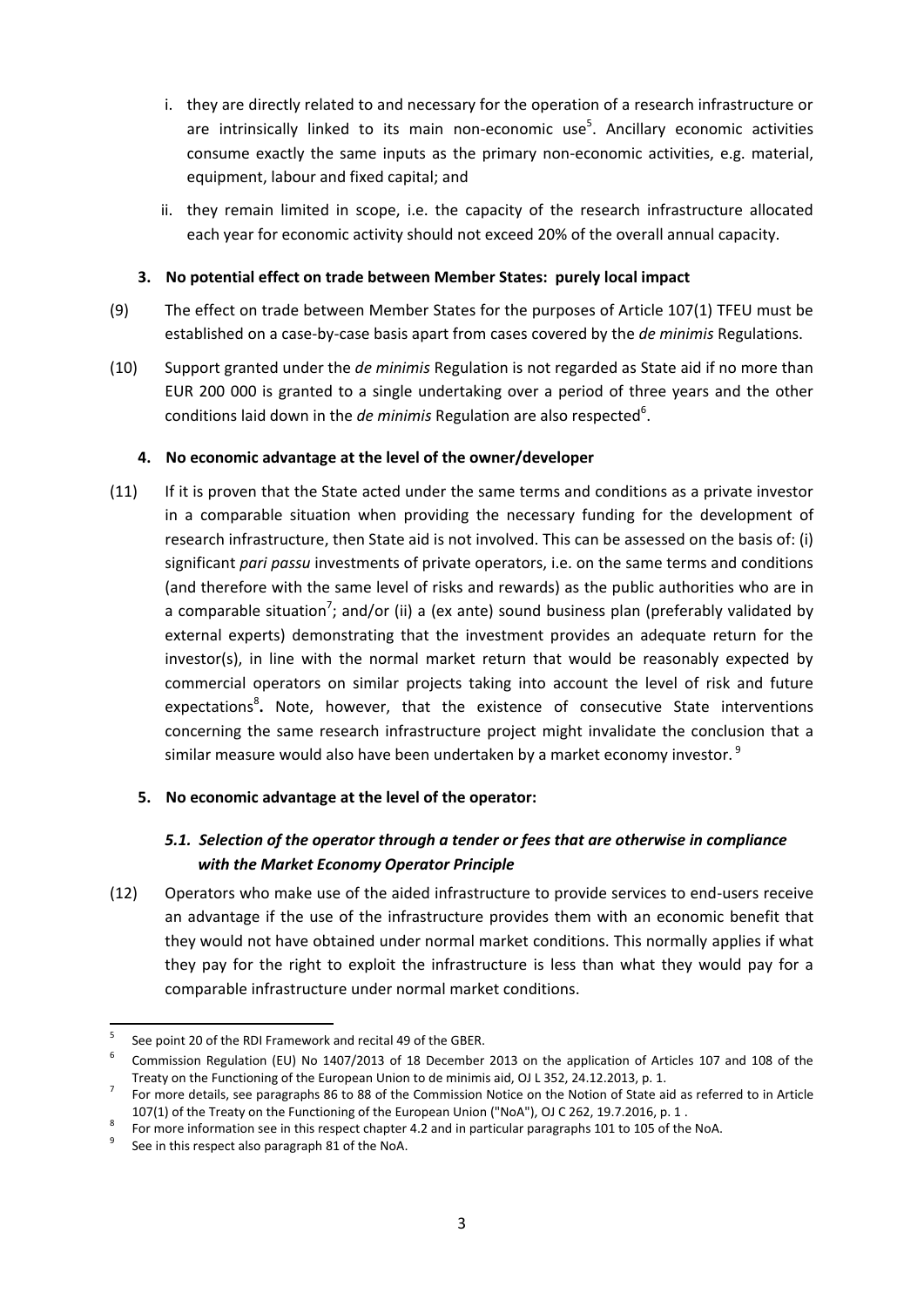i. they are directly related to and necessary for the operation of a research infrastructure or are intrinsically linked to its main non-economic use[5]. Ancillary economic activities consume exactly the same inputs as the primary non-economic activities, e.g. material, equipment, labour and fixed capital; and

ii. they remain limited in scope, i.e. the capacity of the research infrastructure allocated each year for economic activity should not exceed 20% of the overall annual capacity.

### 3. No potential effect on trade between Member States: purely local impact

(9) The effect on trade between Member States for the purposes of Article 107(1) TFEU must be established on a case-by-case basis apart from cases covered by the *de minimis* Regulations.

(10) Support granted under the *de minimis* Regulation is not regarded as State aid if no more than EUR 200 000 is granted to a single undertaking over a period of three years and the other conditions laid down in the *de minimis* Regulation are also respected[6].

### 4. No economic advantage at the level of the owner/developer

(11) If it is proven that the State acted under the same terms and conditions as a private investor in a comparable situation when providing the necessary funding for the development of research infrastructure, then State aid is not involved. This can be assessed on the basis of: (i) significant *pari passu* investments of private operators, i.e. on the same terms and conditions (and therefore with the same level of risks and rewards) as the public authorities who are in a comparable situation[7]; and/or (ii) a (ex ante) sound business plan (preferably validated by external experts) demonstrating that the investment provides an adequate return for the investor(s), in line with the normal market return that would be reasonably expected by commercial operators on similar projects taking into account the level of risk and future expectations[8]**.** Note, however, that the existence of consecutive State interventions concerning the same research infrastructure project might invalidate the conclusion that a similar measure would also have been undertaken by a market economy investor.[9]

### 5. No economic advantage at the level of the operator:

#### *5.1. Selection of the operator through a tender or fees that are otherwise in compliance with the Market Economy Operator Principle*

(12) Operators who make use of the aided infrastructure to provide services to end-users receive an advantage if the use of the infrastructure provides them with an economic benefit that they would not have obtained under normal market conditions. This normally applies if what they pay for the right to exploit the infrastructure is less than what they would pay for a comparable infrastructure under normal market conditions.

---

[5] See point 20 of the RDI Framework and recital 49 of the GBER.

[6] Commission Regulation (EU) No 1407/2013 of 18 December 2013 on the application of Articles 107 and 108 of the Treaty on the Functioning of the European Union to de minimis aid, OJ L 352, 24.12.2013, p. 1.

[7] For more details, see paragraphs 86 to 88 of the Commission Notice on the Notion of State aid as referred to in Article 107(1) of the Treaty on the Functioning of the European Union ("NoA"), OJ C 262, 19.7.2016, p. 1 .

[8] For more information see in this respect chapter 4.2 and in particular paragraphs 101 to 105 of the NoA.

[9] See in this respect also paragraph 81 of the NoA.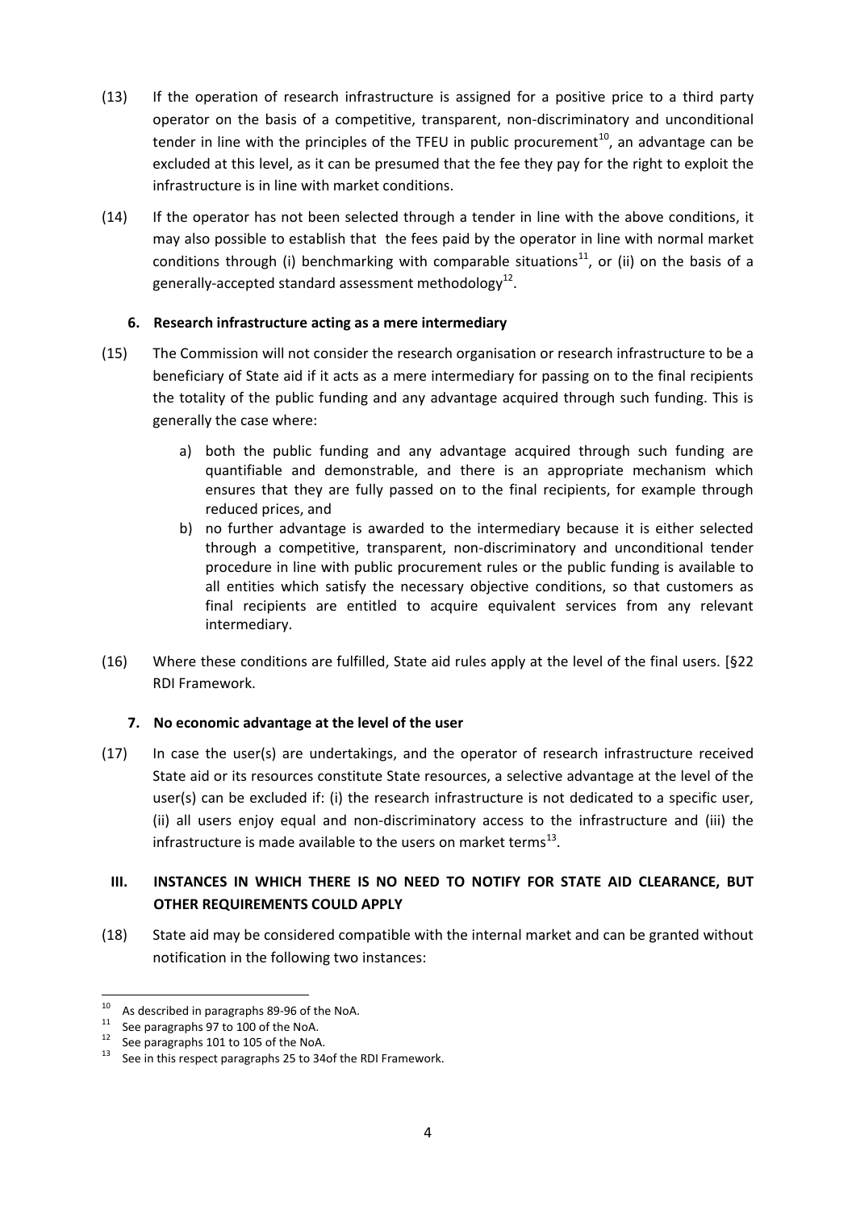(13) If the operation of research infrastructure is assigned for a positive price to a third party operator on the basis of a competitive, transparent, non-discriminatory and unconditional tender in line with the principles of the TFEU in public procurement[10], an advantage can be excluded at this level, as it can be presumed that the fee they pay for the right to exploit the infrastructure is in line with market conditions.

(14) If the operator has not been selected through a tender in line with the above conditions, it may also possible to establish that the fees paid by the operator in line with normal market conditions through (i) benchmarking with comparable situations[11], or (ii) on the basis of a generally-accepted standard assessment methodology[12].

### 6. Research infrastructure acting as a mere intermediary

(15) The Commission will not consider the research organisation or research infrastructure to be a beneficiary of State aid if it acts as a mere intermediary for passing on to the final recipients the totality of the public funding and any advantage acquired through such funding. This is generally the case where:

a) both the public funding and any advantage acquired through such funding are quantifiable and demonstrable, and there is an appropriate mechanism which ensures that they are fully passed on to the final recipients, for example through reduced prices, and

b) no further advantage is awarded to the intermediary because it is either selected through a competitive, transparent, non-discriminatory and unconditional tender procedure in line with public procurement rules or the public funding is available to all entities which satisfy the necessary objective conditions, so that customers as final recipients are entitled to acquire equivalent services from any relevant intermediary.

(16) Where these conditions are fulfilled, State aid rules apply at the level of the final users. [§22 RDI Framework.

### 7. No economic advantage at the level of the user

(17) In case the user(s) are undertakings, and the operator of research infrastructure received State aid or its resources constitute State resources, a selective advantage at the level of the user(s) can be excluded if: (i) the research infrastructure is not dedicated to a specific user, (ii) all users enjoy equal and non-discriminatory access to the infrastructure and (iii) the infrastructure is made available to the users on market terms[13].

## III. INSTANCES IN WHICH THERE IS NO NEED TO NOTIFY FOR STATE AID CLEARANCE, BUT OTHER REQUIREMENTS COULD APPLY

(18) State aid may be considered compatible with the internal market and can be granted without notification in the following two instances:

---

[10] As described in paragraphs 89-96 of the NoA.

[11] See paragraphs 97 to 100 of the NoA.

[12] See paragraphs 101 to 105 of the NoA.

[13] See in this respect paragraphs 25 to 34of the RDI Framework.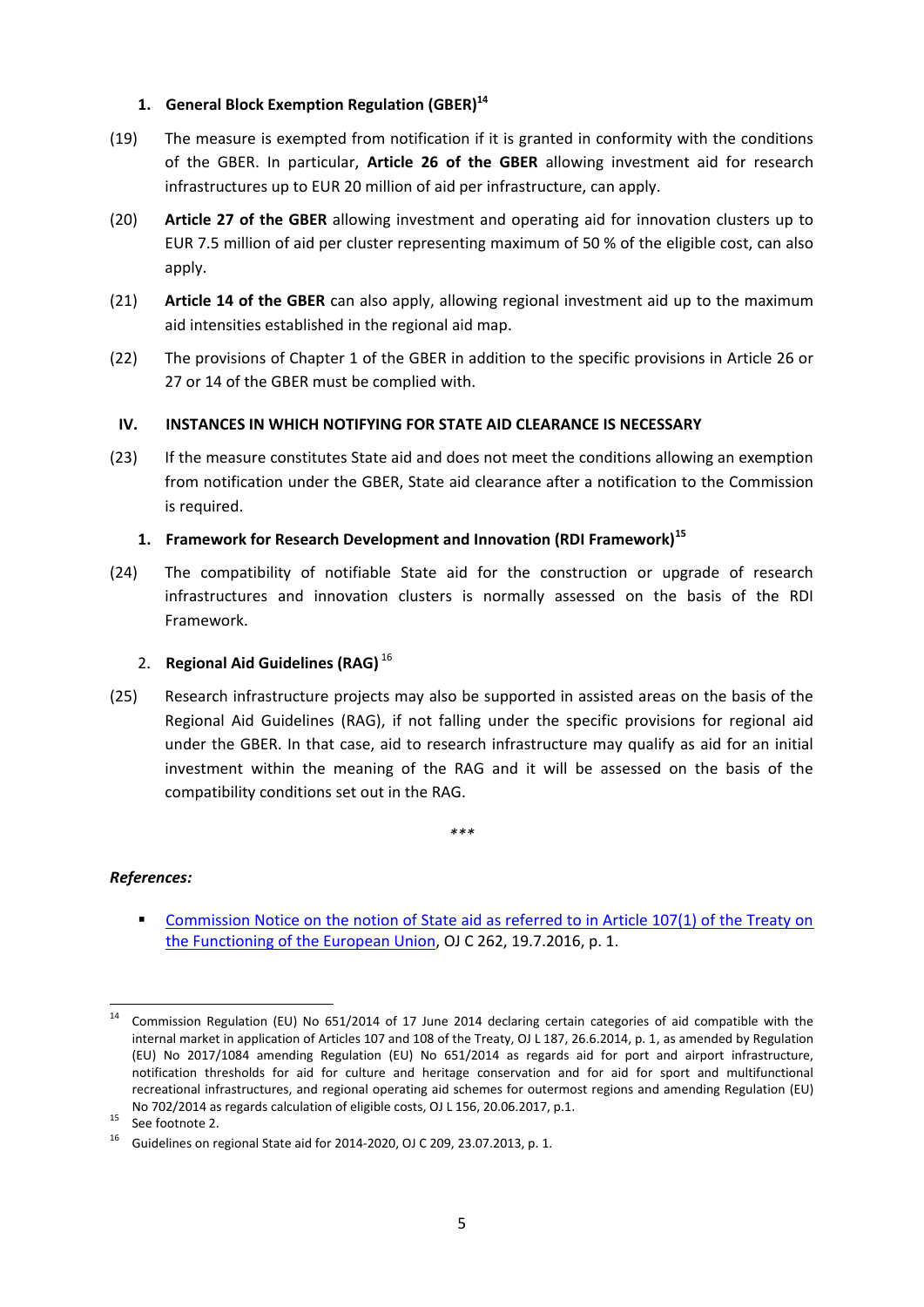### 1. General Block Exemption Regulation (GBER)[14]

(19) The measure is exempted from notification if it is granted in conformity with the conditions of the GBER. In particular, **Article 26 of the GBER** allowing investment aid for research infrastructures up to EUR 20 million of aid per infrastructure, can apply.

(20) **Article 27 of the GBER** allowing investment and operating aid for innovation clusters up to EUR 7.5 million of aid per cluster representing maximum of 50 % of the eligible cost, can also apply.

(21) **Article 14 of the GBER** can also apply, allowing regional investment aid up to the maximum aid intensities established in the regional aid map.

(22) The provisions of Chapter 1 of the GBER in addition to the specific provisions in Article 26 or 27 or 14 of the GBER must be complied with.

## IV. INSTANCES IN WHICH NOTIFYING FOR STATE AID CLEARANCE IS NECESSARY

(23) If the measure constitutes State aid and does not meet the conditions allowing an exemption from notification under the GBER, State aid clearance after a notification to the Commission is required.

### 1. Framework for Research Development and Innovation (RDI Framework)[15]

(24) The compatibility of notifiable State aid for the construction or upgrade of research infrastructures and innovation clusters is normally assessed on the basis of the RDI Framework.

### 2. Regional Aid Guidelines (RAG)[16]

(25) Research infrastructure projects may also be supported in assisted areas on the basis of the Regional Aid Guidelines (RAG), if not falling under the specific provisions for regional aid under the GBER. In that case, aid to research infrastructure may qualify as aid for an initial investment within the meaning of the RAG and it will be assessed on the basis of the compatibility conditions set out in the RAG.

\*\*\*

***References:***

- Commission Notice on the notion of State aid as referred to in Article 107(1) of the Treaty on the Functioning of the European Union, OJ C 262, 19.7.2016, p. 1.

---

[14] Commission Regulation (EU) No 651/2014 of 17 June 2014 declaring certain categories of aid compatible with the internal market in application of Articles 107 and 108 of the Treaty, OJ L 187, 26.6.2014, p. 1, as amended by Regulation (EU) No 2017/1084 amending Regulation (EU) No 651/2014 as regards aid for port and airport infrastructure, notification thresholds for aid for culture and heritage conservation and for aid for sport and multifunctional recreational infrastructures, and regional operating aid schemes for outermost regions and amending Regulation (EU) No 702/2014 as regards calculation of eligible costs, OJ L 156, 20.06.2017, p.1.

[15] See footnote 2.

[16] Guidelines on regional State aid for 2014-2020, OJ C 209, 23.07.2013, p. 1.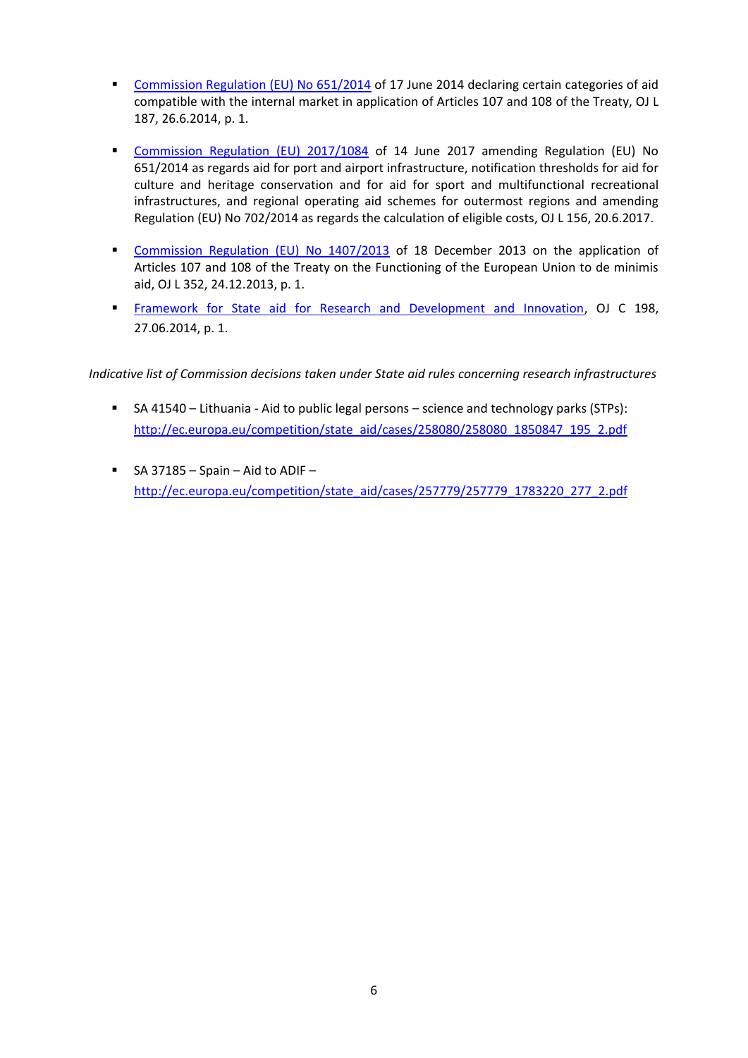- Commission Regulation (EU) No 651/2014 of 17 June 2014 declaring certain categories of aid compatible with the internal market in application of Articles 107 and 108 of the Treaty, OJ L 187, 26.6.2014, p. 1.

- Commission Regulation (EU) 2017/1084 of 14 June 2017 amending Regulation (EU) No 651/2014 as regards aid for port and airport infrastructure, notification thresholds for aid for culture and heritage conservation and for aid for sport and multifunctional recreational infrastructures, and regional operating aid schemes for outermost regions and amending Regulation (EU) No 702/2014 as regards the calculation of eligible costs, OJ L 156, 20.6.2017.

- Commission Regulation (EU) No 1407/2013 of 18 December 2013 on the application of Articles 107 and 108 of the Treaty on the Functioning of the European Union to de minimis aid, OJ L 352, 24.12.2013, p. 1.

- Framework for State aid for Research and Development and Innovation, OJ C 198, 27.06.2014, p. 1.

*Indicative list of Commission decisions taken under State aid rules concerning research infrastructures*

- SA 41540 – Lithuania - Aid to public legal persons – science and technology parks (STPs): http://ec.europa.eu/competition/state_aid/cases/258080/258080_1850847_195_2.pdf

- SA 37185 – Spain – Aid to ADIF – http://ec.europa.eu/competition/state_aid/cases/257779/257779_1783220_277_2.pdf